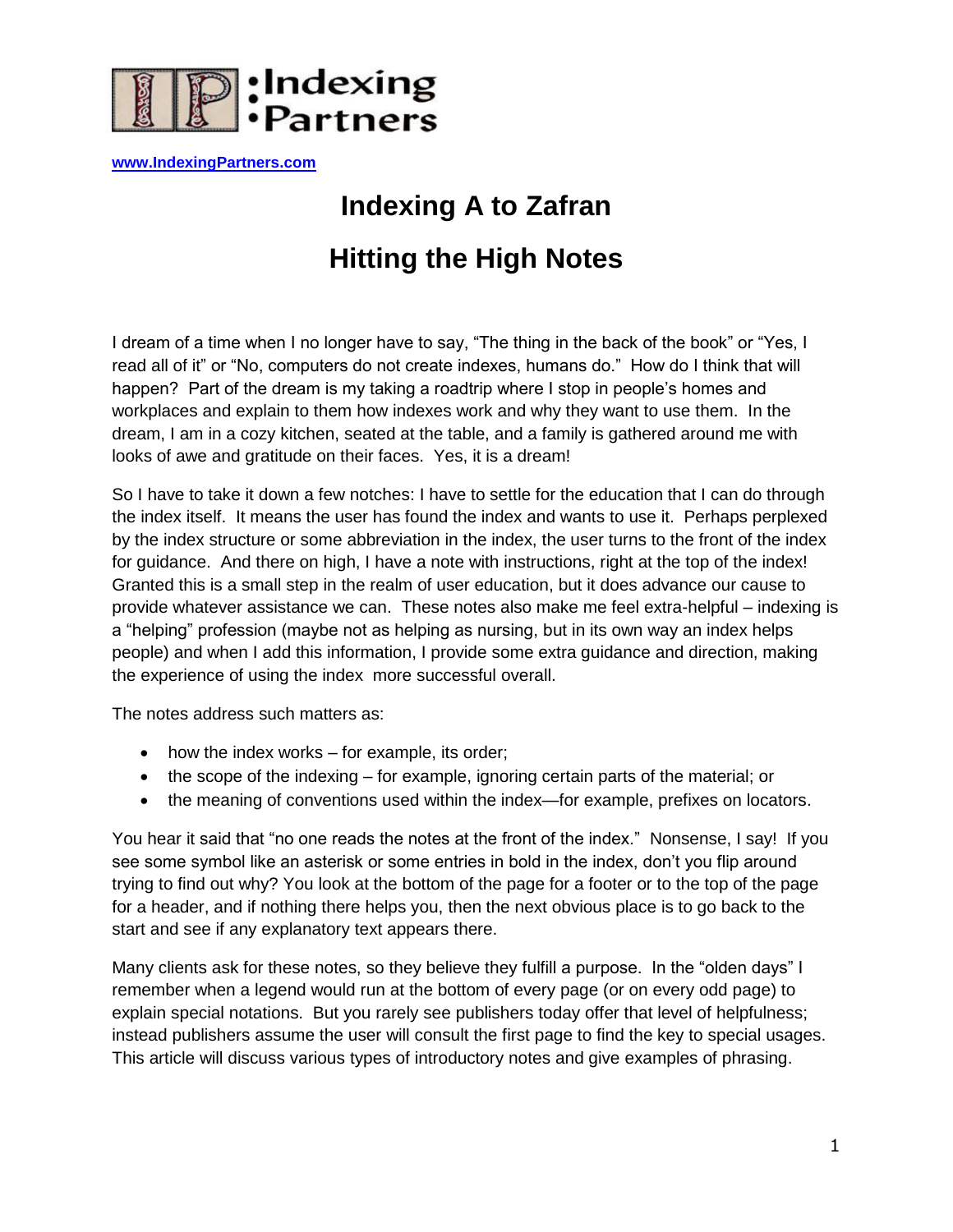**Indexing Partners**

[www.IndexingPartners.com](http://www.IndexingPartners.com)

# Indexing A to Zafran

## Hitting the High Notes

I dream of a time when I no longer have to say, “The thing in the back of the book” or “Yes, I read all of it” or “No, computers do not create indexes, humans do.” How do I think that will happen? Part of the dream is my taking a roadtrip where I stop in people’s homes and workplaces and explain to them how indexes work and why they want to use them. In the dream, I am in a cozy kitchen, seated at the table, and a family is gathered around me with looks of awe and gratitude on their faces. Yes, it is a dream!

So I have to take it down a few notches: I have to settle for the education that I can do through the index itself. It means the user has found the index and wants to use it. Perhaps perplexed by the index structure or some abbreviation in the index, the user turns to the front of the index for guidance. And there on high, I have a note with instructions, right at the top of the index! Granted this is a small step in the realm of user education, but it does advance our cause to provide whatever assistance we can. These notes also make me feel extra-helpful – indexing is a “helping” profession (maybe not as helping as nursing, but in its own way an index helps people) and when I add this information, I provide some extra guidance and direction, making the experience of using the index more successful overall.

The notes address such matters as:

- how the index works – for example, its order;
- the scope of the indexing – for example, ignoring certain parts of the material; or
- the meaning of conventions used within the index—for example, prefixes on locators.

You hear it said that “no one reads the notes at the front of the index.” Nonsense, I say! If you see some symbol like an asterisk or some entries in bold in the index, don’t you flip around trying to find out why? You look at the bottom of the page for a footer or to the top of the page for a header, and if nothing there helps you, then the next obvious place is to go back to the start and see if any explanatory text appears there.

Many clients ask for these notes, so they believe they fulfill a purpose. In the “olden days” I remember when a legend would run at the bottom of every page (or on every odd page) to explain special notations. But you rarely see publishers today offer that level of helpfulness; instead publishers assume the user will consult the first page to find the key to special usages. This article will discuss various types of introductory notes and give examples of phrasing.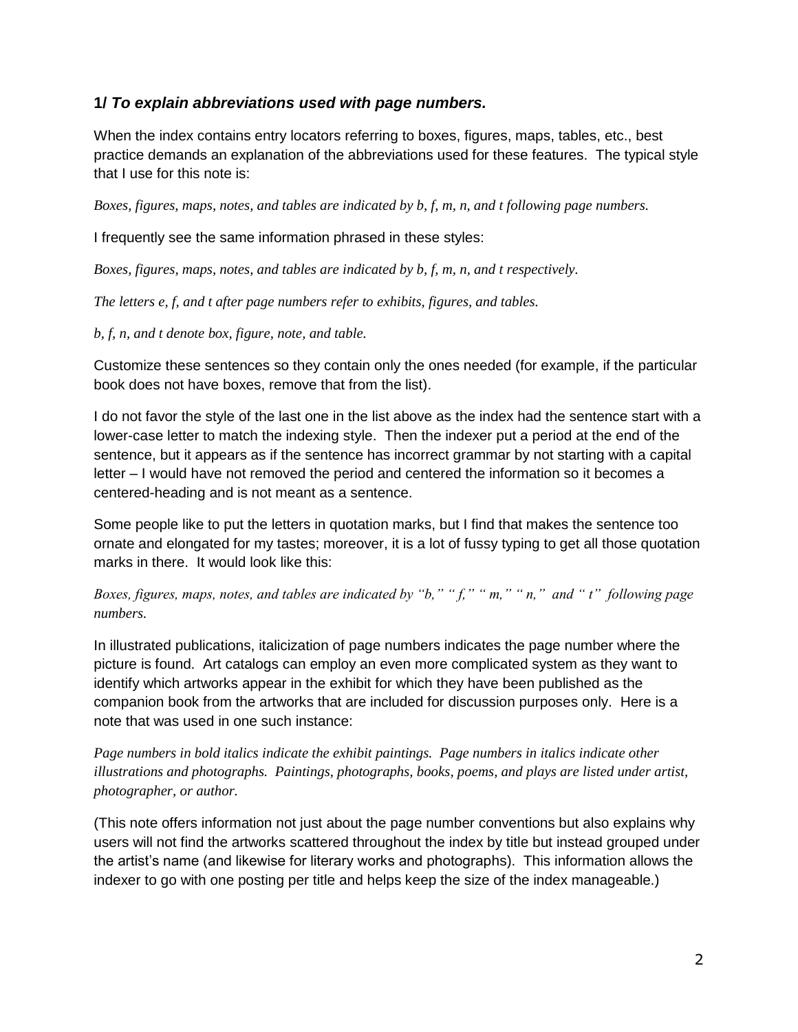### **1/** ***To explain abbreviations used with page numbers.***

When the index contains entry locators referring to boxes, figures, maps, tables, etc., best practice demands an explanation of the abbreviations used for these features. The typical style that I use for this note is:

*Boxes, figures, maps, notes, and tables are indicated by b, f, m, n, and t following page numbers.*

I frequently see the same information phrased in these styles:

*Boxes, figures, maps, notes, and tables are indicated by b, f, m, n, and t respectively.*

*The letters e, f, and t after page numbers refer to exhibits, figures, and tables.*

*b, f, n, and t denote box, figure, note, and table.*

Customize these sentences so they contain only the ones needed (for example, if the particular book does not have boxes, remove that from the list).

I do not favor the style of the last one in the list above as the index had the sentence start with a lower-case letter to match the indexing style. Then the indexer put a period at the end of the sentence, but it appears as if the sentence has incorrect grammar by not starting with a capital letter – I would have not removed the period and centered the information so it becomes a centered-heading and is not meant as a sentence.

Some people like to put the letters in quotation marks, but I find that makes the sentence too ornate and elongated for my tastes; moreover, it is a lot of fussy typing to get all those quotation marks in there. It would look like this:

*Boxes, figures, maps, notes, and tables are indicated by "b," " f," " m," " n," and " t" following page numbers.*

In illustrated publications, italicization of page numbers indicates the page number where the picture is found. Art catalogs can employ an even more complicated system as they want to identify which artworks appear in the exhibit for which they have been published as the companion book from the artworks that are included for discussion purposes only. Here is a note that was used in one such instance:

*Page numbers in bold italics indicate the exhibit paintings. Page numbers in italics indicate other illustrations and photographs. Paintings, photographs, books, poems, and plays are listed under artist, photographer, or author.*

(This note offers information not just about the page number conventions but also explains why users will not find the artworks scattered throughout the index by title but instead grouped under the artist's name (and likewise for literary works and photographs). This information allows the indexer to go with one posting per title and helps keep the size of the index manageable.)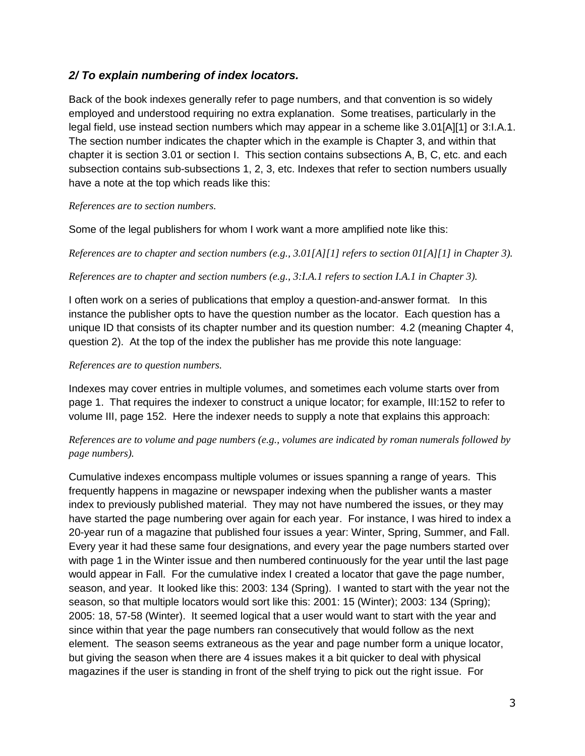### *2/ To explain numbering of index locators.*

Back of the book indexes generally refer to page numbers, and that convention is so widely employed and understood requiring no extra explanation. Some treatises, particularly in the legal field, use instead section numbers which may appear in a scheme like 3.01[A][1] or 3:I.A.1. The section number indicates the chapter which in the example is Chapter 3, and within that chapter it is section 3.01 or section I. This section contains subsections A, B, C, etc. and each subsection contains sub-subsections 1, 2, 3, etc. Indexes that refer to section numbers usually have a note at the top which reads like this:

*References are to section numbers.*

Some of the legal publishers for whom I work want a more amplified note like this:

*References are to chapter and section numbers (e.g., 3.01[A][1] refers to section 01[A][1] in Chapter 3).*

*References are to chapter and section numbers (e.g., 3:I.A.1 refers to section I.A.1 in Chapter 3).*

I often work on a series of publications that employ a question-and-answer format. In this instance the publisher opts to have the question number as the locator. Each question has a unique ID that consists of its chapter number and its question number: 4.2 (meaning Chapter 4, question 2). At the top of the index the publisher has me provide this note language:

*References are to question numbers.*

Indexes may cover entries in multiple volumes, and sometimes each volume starts over from page 1. That requires the indexer to construct a unique locator; for example, III:152 to refer to volume III, page 152. Here the indexer needs to supply a note that explains this approach:

*References are to volume and page numbers (e.g., volumes are indicated by roman numerals followed by page numbers).*

Cumulative indexes encompass multiple volumes or issues spanning a range of years. This frequently happens in magazine or newspaper indexing when the publisher wants a master index to previously published material. They may not have numbered the issues, or they may have started the page numbering over again for each year. For instance, I was hired to index a 20-year run of a magazine that published four issues a year: Winter, Spring, Summer, and Fall. Every year it had these same four designations, and every year the page numbers started over with page 1 in the Winter issue and then numbered continuously for the year until the last page would appear in Fall. For the cumulative index I created a locator that gave the page number, season, and year. It looked like this: 2003: 134 (Spring). I wanted to start with the year not the season, so that multiple locators would sort like this: 2001: 15 (Winter); 2003: 134 (Spring); 2005: 18, 57-58 (Winter). It seemed logical that a user would want to start with the year and since within that year the page numbers ran consecutively that would follow as the next element. The season seems extraneous as the year and page number form a unique locator, but giving the season when there are 4 issues makes it a bit quicker to deal with physical magazines if the user is standing in front of the shelf trying to pick out the right issue. For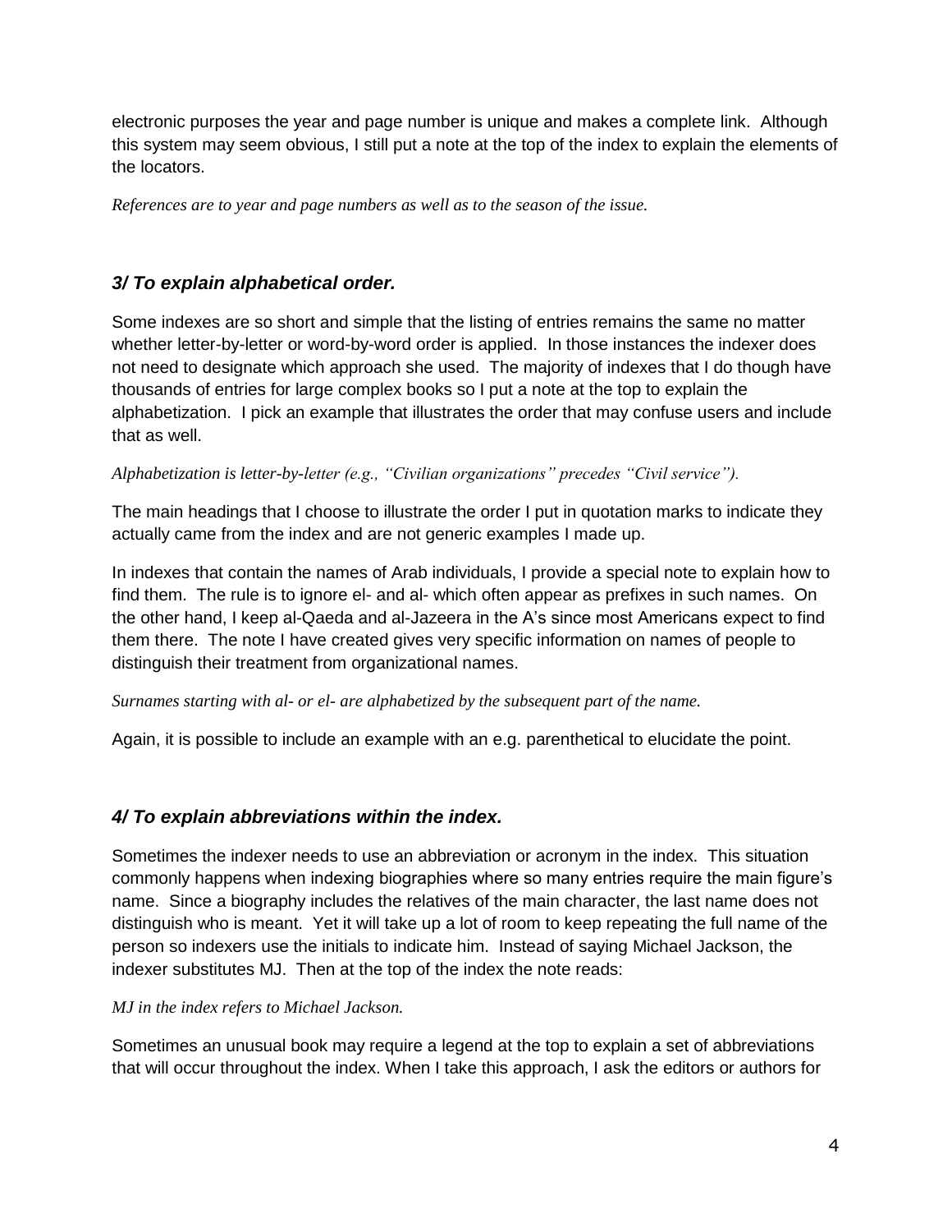electronic purposes the year and page number is unique and makes a complete link. Although this system may seem obvious, I still put a note at the top of the index to explain the elements of the locators.

*References are to year and page numbers as well as to the season of the issue.*

### *3/ To explain alphabetical order.*

Some indexes are so short and simple that the listing of entries remains the same no matter whether letter-by-letter or word-by-word order is applied. In those instances the indexer does not need to designate which approach she used. The majority of indexes that I do though have thousands of entries for large complex books so I put a note at the top to explain the alphabetization. I pick an example that illustrates the order that may confuse users and include that as well.

*Alphabetization is letter-by-letter (e.g., "Civilian organizations" precedes "Civil service").*

The main headings that I choose to illustrate the order I put in quotation marks to indicate they actually came from the index and are not generic examples I made up.

In indexes that contain the names of Arab individuals, I provide a special note to explain how to find them. The rule is to ignore el- and al- which often appear as prefixes in such names. On the other hand, I keep al-Qaeda and al-Jazeera in the A's since most Americans expect to find them there. The note I have created gives very specific information on names of people to distinguish their treatment from organizational names.

*Surnames starting with al- or el- are alphabetized by the subsequent part of the name.*

Again, it is possible to include an example with an e.g. parenthetical to elucidate the point.

### *4/ To explain abbreviations within the index.*

Sometimes the indexer needs to use an abbreviation or acronym in the index. This situation commonly happens when indexing biographies where so many entries require the main figure's name. Since a biography includes the relatives of the main character, the last name does not distinguish who is meant. Yet it will take up a lot of room to keep repeating the full name of the person so indexers use the initials to indicate him. Instead of saying Michael Jackson, the indexer substitutes MJ. Then at the top of the index the note reads:

*MJ in the index refers to Michael Jackson.*

Sometimes an unusual book may require a legend at the top to explain a set of abbreviations that will occur throughout the index. When I take this approach, I ask the editors or authors for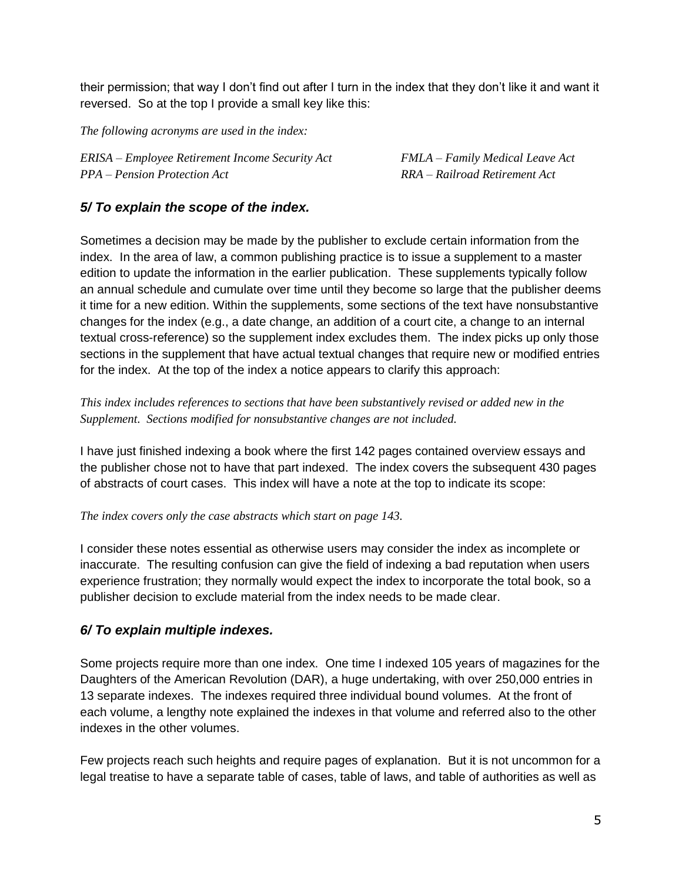their permission; that way I don't find out after I turn in the index that they don't like it and want it reversed. So at the top I provide a small key like this:

*The following acronyms are used in the index:*

*ERISA – Employee Retirement Income Security Act*
*FMLA – Family Medical Leave Act*
*PPA – Pension Protection Act*
*RRA – Railroad Retirement Act*

### *5/ To explain the scope of the index.*

Sometimes a decision may be made by the publisher to exclude certain information from the index. In the area of law, a common publishing practice is to issue a supplement to a master edition to update the information in the earlier publication. These supplements typically follow an annual schedule and cumulate over time until they become so large that the publisher deems it time for a new edition. Within the supplements, some sections of the text have nonsubstantive changes for the index (e.g., a date change, an addition of a court cite, a change to an internal textual cross-reference) so the supplement index excludes them. The index picks up only those sections in the supplement that have actual textual changes that require new or modified entries for the index. At the top of the index a notice appears to clarify this approach:

*This index includes references to sections that have been substantively revised or added new in the Supplement. Sections modified for nonsubstantive changes are not included.*

I have just finished indexing a book where the first 142 pages contained overview essays and the publisher chose not to have that part indexed. The index covers the subsequent 430 pages of abstracts of court cases. This index will have a note at the top to indicate its scope:

*The index covers only the case abstracts which start on page 143.*

I consider these notes essential as otherwise users may consider the index as incomplete or inaccurate. The resulting confusion can give the field of indexing a bad reputation when users experience frustration; they normally would expect the index to incorporate the total book, so a publisher decision to exclude material from the index needs to be made clear.

### *6/ To explain multiple indexes.*

Some projects require more than one index. One time I indexed 105 years of magazines for the Daughters of the American Revolution (DAR), a huge undertaking, with over 250,000 entries in 13 separate indexes. The indexes required three individual bound volumes. At the front of each volume, a lengthy note explained the indexes in that volume and referred also to the other indexes in the other volumes.

Few projects reach such heights and require pages of explanation. But it is not uncommon for a legal treatise to have a separate table of cases, table of laws, and table of authorities as well as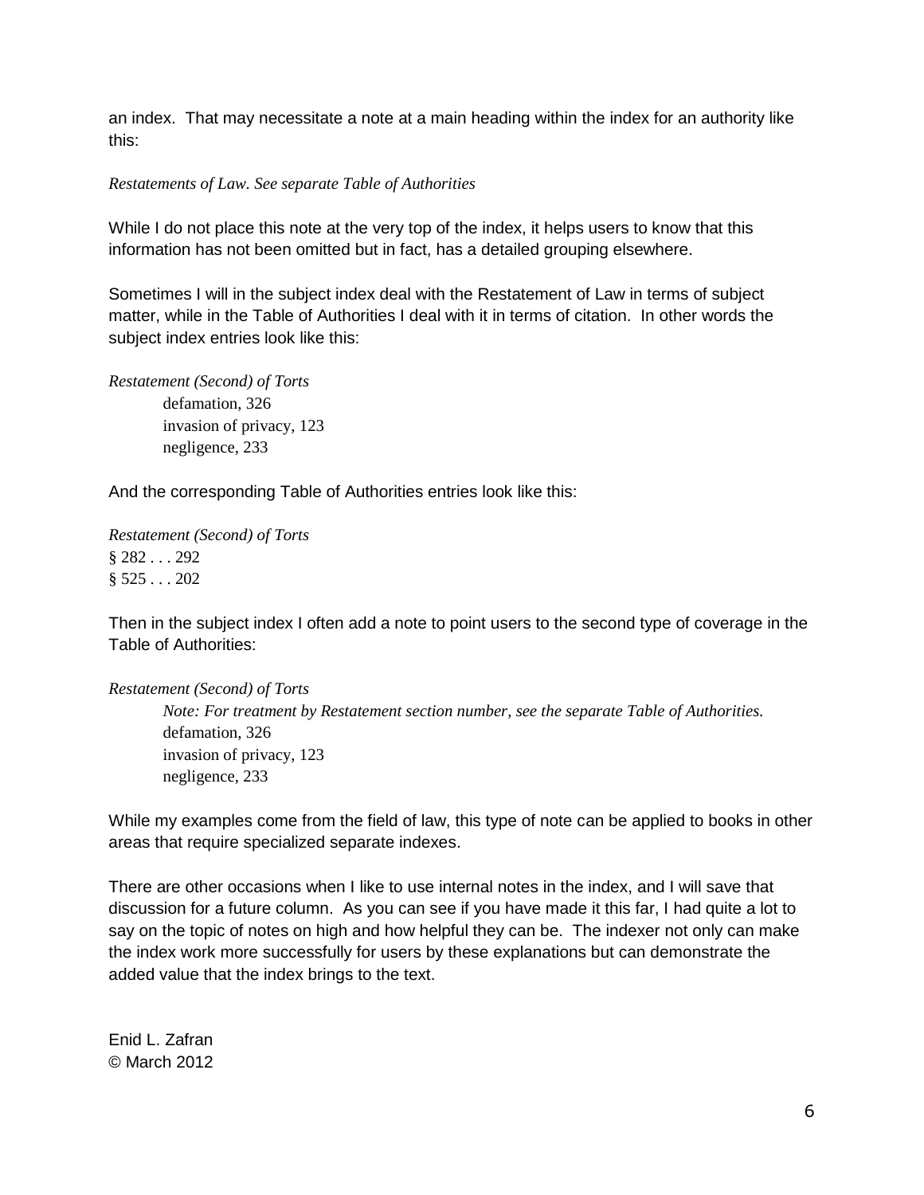an index. That may necessitate a note at a main heading within the index for an authority like this:

*Restatements of Law. See separate Table of Authorities*

While I do not place this note at the very top of the index, it helps users to know that this information has not been omitted but in fact, has a detailed grouping elsewhere.

Sometimes I will in the subject index deal with the Restatement of Law in terms of subject matter, while in the Table of Authorities I deal with it in terms of citation. In other words the subject index entries look like this:

*Restatement (Second) of Torts*
    defamation, 326
    invasion of privacy, 123
    negligence, 233

And the corresponding Table of Authorities entries look like this:

*Restatement (Second) of Torts*
§ 282 . . . 292
§ 525 . . . 202

Then in the subject index I often add a note to point users to the second type of coverage in the Table of Authorities:

*Restatement (Second) of Torts*
    *Note: For treatment by Restatement section number, see the separate Table of Authorities.*
    defamation, 326
    invasion of privacy, 123
    negligence, 233

While my examples come from the field of law, this type of note can be applied to books in other areas that require specialized separate indexes.

There are other occasions when I like to use internal notes in the index, and I will save that discussion for a future column. As you can see if you have made it this far, I had quite a lot to say on the topic of notes on high and how helpful they can be. The indexer not only can make the index work more successfully for users by these explanations but can demonstrate the added value that the index brings to the text.

Enid L. Zafran
© March 2012